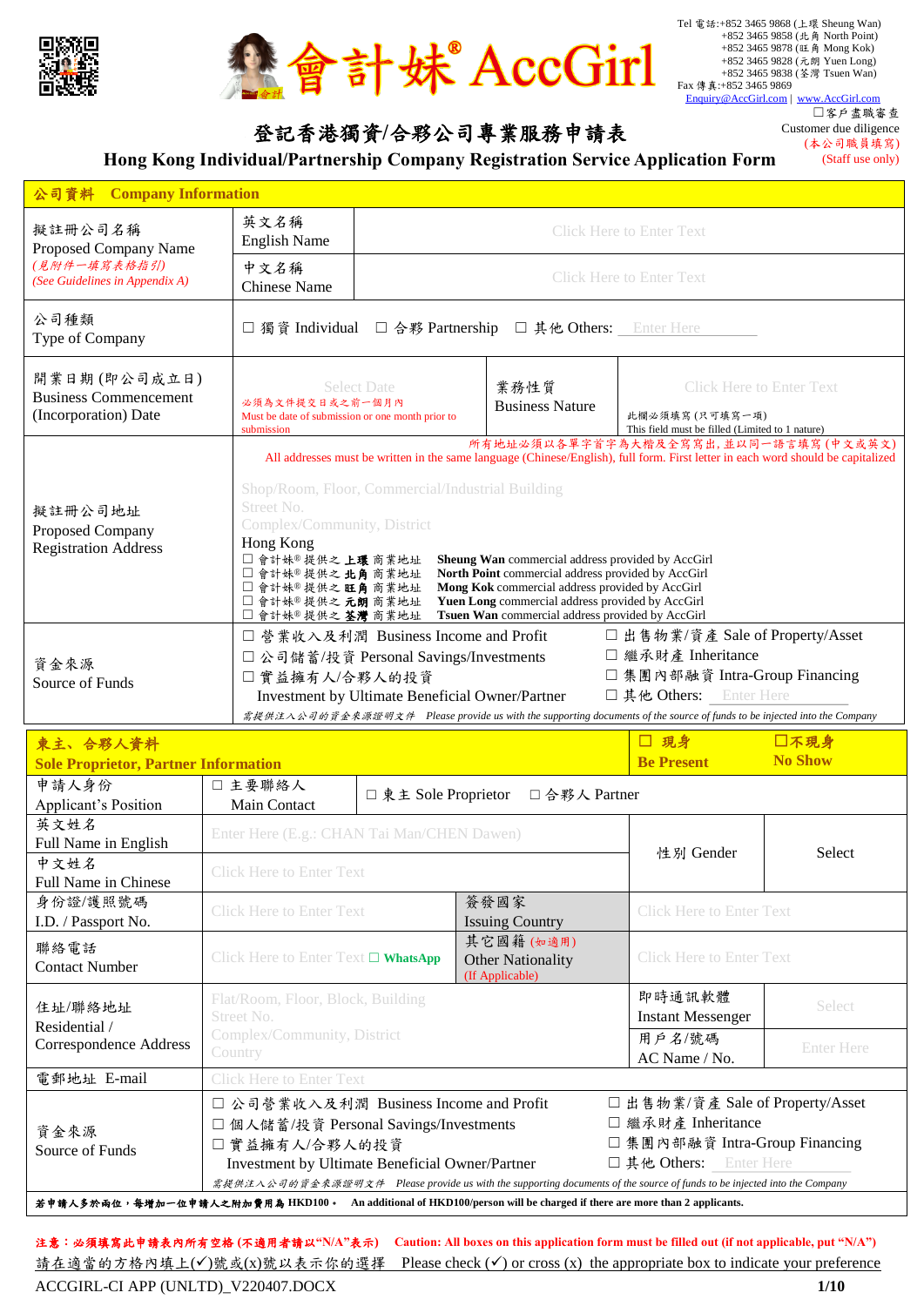會計妹® AccGirl

Tel 電話:+852 3465 9868 (上環 Sheung Wan)
+852 3465 9858 (北角 North Point)
+852 3465 9878 (旺角 Mong Kok)
+852 3465 9828 (元朗 Yuen Long)
+852 3465 9838 (荃灣 Tsuen Wan)
Fax 傳真:+852 3465 9869
Enquiry@AccGirl.com | www.AccGirl.com

☐客戶盡職審查
Customer due diligence
(本公司職員填寫)
(Staff use only)

# 登記香港獨資/合夥公司專業服務申請表
# Hong Kong Individual/Partnership Company Registration Service Application Form

## 公司資料 Company Information

| | | | | |
|---|---|---|---|---|
| 擬註冊公司名稱 Proposed Company Name *(見附件一填寫表格指引) (See Guidelines in Appendix A)* | 英文名稱 English Name | Click Here to Enter Text | | |
| | 中文名稱 Chinese Name | Click Here to Enter Text | | |
| 公司種類 Type of Company | ☐ 獨資 Individual ☐ 合夥 Partnership ☐ 其他 Others: Enter Here | | | |
| 開業日期 (即公司成立日) Business Commencement (Incorporation) Date | Select Date 必須為文件提交日或之前一個月內 Must be date of submission or one month prior to submission | 業務性質 Business Nature | Click Here to Enter Text 此欄必須填寫 (只可填寫一項) This field must be filled (Limited to 1 nature) | |
| 擬註冊公司地址 Proposed Company Registration Address | 所有地址必須以各單字首字為大楷及全寫寫出，並以同一語言填寫 (中文或英文) All addresses must be written in the same language (Chinese/English), full form. First letter in each word should be capitalized<br>Shop/Room, Floor, Commercial/Industrial Building<br>Street No.<br>Complex/Community, District<br>Hong Kong<br>☐ 會計妹®提供之 **上環** 商業地址 **Sheung Wan** commercial address provided by AccGirl<br>☐ 會計妹®提供之 **北角** 商業地址 **North Point** commercial address provided by AccGirl<br>☐ 會計妹®提供之 **旺角** 商業地址 **Mong Kok** commercial address provided by AccGirl<br>☐ 會計妹®提供之 **元朗** 商業地址 **Yuen Long** commercial address provided by AccGirl<br>☐ 會計妹®提供之 **荃灣** 商業地址 **Tsuen Wan** commercial address provided by AccGirl | | | |
| 資金來源 Source of Funds | ☐ 營業收入及利潤 Business Income and Profit<br>☐ 公司儲蓄/投資 Personal Savings/Investments<br>☐ 實益擁有人/合夥人的投資 Investment by Ultimate Beneficial Owner/Partner<br>☐ 出售物業/資產 Sale of Property/Asset<br>☐ 繼承財產 Inheritance<br>☐ 集團內部融資 Intra-Group Financing<br>☐ 其他 Others: Enter Here<br>*需提供注入公司的資金來源證明文件 Please provide us with the supporting documents of the source of funds to be injected into the Company* | | | |

## 東主、合夥人資料 Sole Proprietor, Partner Information

☐ 現身 **Be Present** ☐不現身 **No Show**

| | | | | |
|---|---|---|---|---|
| 申請人身份 Applicant's Position | ☐ 主要聯絡人 Main Contact | ☐ 東主 Sole Proprietor ☐ 合夥人 Partner | | |
| 英文姓名 Full Name in English | Enter Here (E.g.: CHAN Tai Man/CHEN Dawen) | | 性別 Gender | Select |
| 中文姓名 Full Name in Chinese | Click Here to Enter Text | | | |
| 身份證/護照號碼 I.D. / Passport No. | Click Here to Enter Text | 簽發國家 Issuing Country | Click Here to Enter Text | |
| 聯絡電話 Contact Number | Click Here to Enter Text ☐ **WhatsApp** | 其它國籍 (如適用) Other Nationality (If Applicable) | Click Here to Enter Text | |
| 住址/聯絡地址 Residential / Correspondence Address | Flat/Room, Floor, Block, Building<br>Street No.<br>Complex/Community, District<br>Country | | 即時通訊軟體 Instant Messenger | Select |
| | | | 用戶名/號碼 AC Name / No. | Enter Here |
| 電郵地址 E-mail | Click Here to Enter Text | | | |
| 資金來源 Source of Funds | ☐ 公司營業收入及利潤 Business Income and Profit<br>☐ 個人儲蓄/投資 Personal Savings/Investments<br>☐ 實益擁有人/合夥人的投資 Investment by Ultimate Beneficial Owner/Partner<br>☐ 出售物業/資產 Sale of Property/Asset<br>☐ 繼承財產 Inheritance<br>☐ 集團內部融資 Intra-Group Financing<br>☐ 其他 Others: Enter Here<br>*需提供注入公司的資金來源證明文件 Please provide us with the supporting documents of the source of funds to be injected into the Company* | | | |

**若申請人多於兩位，每增加一位申請人之附加費用為 HKD100。 An additional of HKD100/person will be charged if there are more than 2 applicants.**

**注意：必須填寫此申請表內所有空格 (不適用者請以"N/A"表示) Caution: All boxes on this application form must be filled out (if not applicable, put "N/A")**

請在適當的方格內填上(✓)號或(x)號以表示你的選擇 Please check (✓) or cross (x) the appropriate box to indicate your preference

ACCGIRL-CI APP (UNLTD)_V220407.DOCX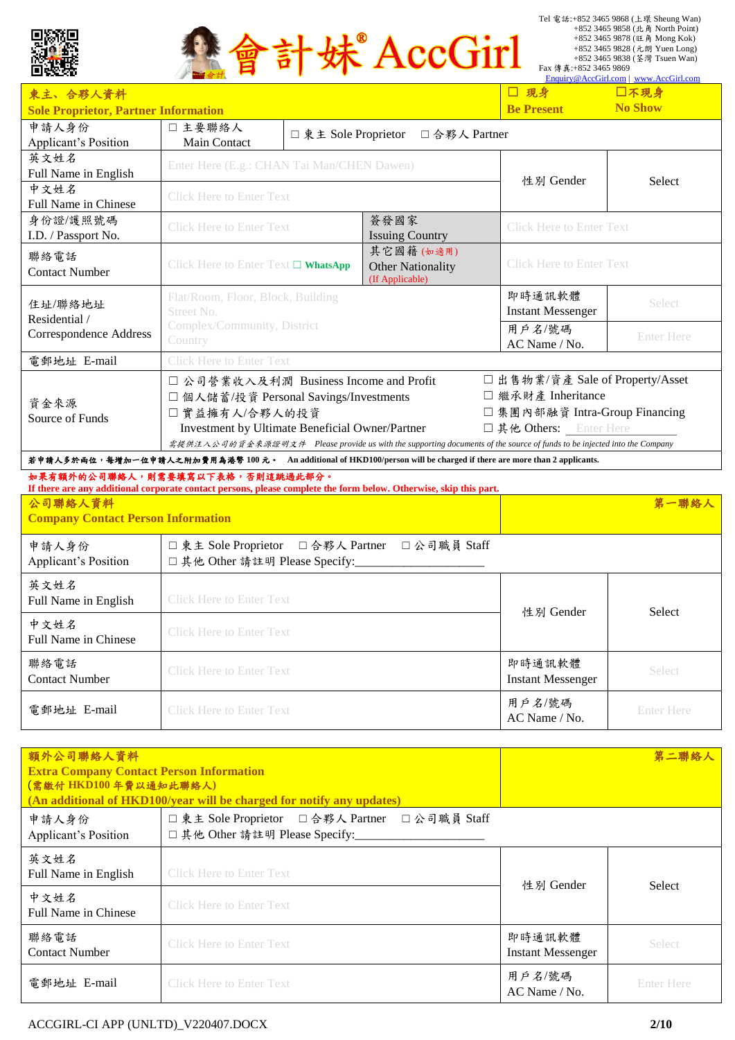會計妹® AccGirl

Tel 電話:+852 3465 9868 (上環 Sheung Wan)
+852 3465 9858 (北角 North Point)
+852 3465 9878 (旺角 Mong Kok)
+852 3465 9828 (元朗 Yuen Long)
+852 3465 9838 (荃灣 Tsuen Wan)
Fax 傳真:+852 3465 9869
Enquiry@AccGirl.com | www.AccGirl.com

| 東主、合夥人資料<br>Sole Proprietor, Partner Information | | | ☐ 現身<br>Be Present | ☐不現身<br>No Show |
|---|---|---|---|---|
| 申請人身份<br>Applicant's Position | ☐ 主要聯絡人<br>Main Contact | ☐ 東主 Sole Proprietor ☐ 合夥人 Partner | | |
| 英文姓名<br>Full Name in English | Enter Here (E.g.: CHAN Tai Man/CHEN Dawen) | | 性別 Gender | Select |
| 中文姓名<br>Full Name in Chinese | Click Here to Enter Text | | | |
| 身份證/護照號碼<br>I.D. / Passport No. | Click Here to Enter Text | 簽發國家<br>Issuing Country | Click Here to Enter Text | |
| 聯絡電話<br>Contact Number | Click Here to Enter Text ☐ WhatsApp | 其它國籍 (如適用)<br>Other Nationality<br>(If Applicable) | Click Here to Enter Text | |
| 住址/聯絡地址<br>Residential /<br>Correspondence Address | Flat/Room, Floor, Block, Building<br>Street No.<br>Complex/Community, District<br>Country | | 即時通訊軟體<br>Instant Messenger | Select |
| | | | 用戶名/號碼<br>AC Name / No. | Enter Here |
| 電郵地址 E-mail | Click Here to Enter Text | | | |
| 資金來源<br>Source of Funds | ☐ 公司營業收入及利潤 Business Income and Profit<br>☐ 個人儲蓄/投資 Personal Savings/Investments<br>☐ 實益擁有人/合夥人的投資<br>Investment by Ultimate Beneficial Owner/Partner | | ☐ 出售物業/資產 Sale of Property/Asset<br>☐ 繼承財產 Inheritance<br>☐ 集團內部融資 Intra-Group Financing<br>☐ 其他 Others: Enter Here | |
| | 需提供注入公司的資金來源證明文件 Please provide us with the supporting documents of the source of funds to be injected into the Company | | | |

**若申請人多於兩位，每增加一位申請人之附加費用為港幣 100 元。 An additional of HKD100/person will be charged if there are more than 2 applicants.**

**如果有額外的公司聯絡人，則需要填寫以下表格，否則這跳過此部分。**
**If there are any additional corporate contact persons, please complete the form below. Otherwise, skip this part.**

| 公司聯絡人資料<br>Company Contact Person Information | | 第一聯絡人 | |
|---|---|---|---|
| 申請人身份<br>Applicant's Position | ☐ 東主 Sole Proprietor ☐ 合夥人 Partner ☐ 公司職員 Staff<br>☐ 其他 Other 請註明 Please Specify:____________________ | | |
| 英文姓名<br>Full Name in English | Click Here to Enter Text | 性別 Gender | Select |
| 中文姓名<br>Full Name in Chinese | Click Here to Enter Text | | |
| 聯絡電話<br>Contact Number | Click Here to Enter Text | 即時通訊軟體<br>Instant Messenger | Select |
| 電郵地址 E-mail | Click Here to Enter Text | 用戶名/號碼<br>AC Name / No. | Enter Here |

| 額外公司聯絡人資料<br>Extra Company Contact Person Information<br>(需繳付 HKD100 年費以通知此聯絡人)<br>(An additional of HKD100/year will be charged for notify any updates) | | 第二聯絡人 | |
|---|---|---|---|
| 申請人身份<br>Applicant's Position | ☐ 東主 Sole Proprietor ☐ 合夥人 Partner ☐ 公司職員 Staff<br>☐ 其他 Other 請註明 Please Specify:____________________ | | |
| 英文姓名<br>Full Name in English | Click Here to Enter Text | 性別 Gender | Select |
| 中文姓名<br>Full Name in Chinese | Click Here to Enter Text | | |
| 聯絡電話<br>Contact Number | Click Here to Enter Text | 即時通訊軟體<br>Instant Messenger | Select |
| 電郵地址 E-mail | Click Here to Enter Text | 用戶名/號碼<br>AC Name / No. | Enter Here |

ACCGIRL-CI APP (UNLTD)_V220407.DOCX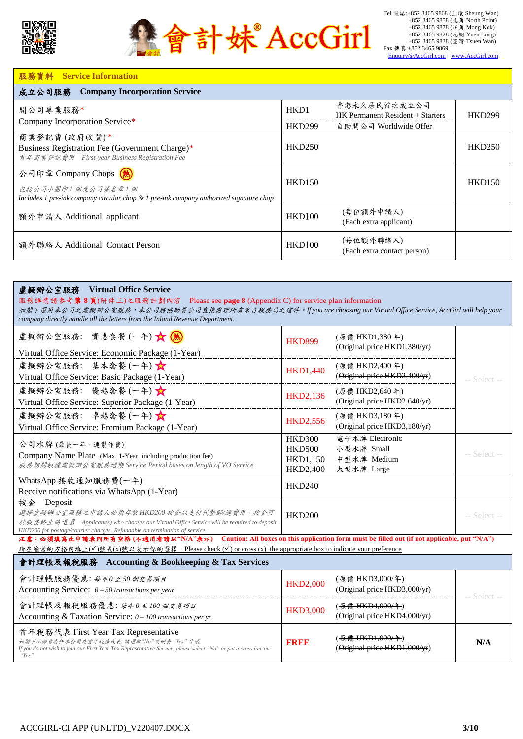會計妹® AccGirl

Tel 電話:+852 3465 9868 (上環 Sheung Wan)
+852 3465 9858 (北角 North Point)
+852 3465 9878 (旺角 Mong Kok)
+852 3465 9828 (元朗 Yuen Long)
+852 3465 9838 (荃灣 Tsuen Wan)
Fax 傳真:+852 3465 9869
Enquiry@AccGirl.com | www.AccGirl.com

## 服務資料 Service Information

### 成立公司服務 Company Incorporation Service

| Item | Price | Remarks | Select |
|---|---|---|---|
| 開公司專業服務*<br>Company Incorporation Service* | HKD1 | 香港永久居民首次成立公司<br>HK Permanent Resident + Starters | HKD299 |
| | HKD299 | 自助開公司 Worldwide Offer | |
| 商業登記費 (政府收費) *<br>Business Registration Fee (Government Charge)*<br>*首年商業登記費用 First-year Business Registration Fee* | HKD250 | | HKD250 |
| 公司印章 Company Chops (熱)<br>*包括公司小圓印 1 個及公司簽名章 1 個*<br>*Includes 1 pre-ink company circular chop & 1 pre-ink company authorized signature chop* | HKD150 | | HKD150 |
| 額外申請人 Additional applicant | HKD100 | (每位額外申請人)<br>(Each extra applicant) | |
| 額外聯絡人 Additional Contact Person | HKD100 | (每位額外聯絡人)<br>(Each extra contact person) | |

### 虛擬辦公室服務 Virtual Office Service

服務詳情請參考第 8 頁(附件三)之服務計劃內容 Please see **page 8** (Appendix C) for service plan information

*如閣下選用本公司之虛擬辦公室服務，本公司將協助貴公司直接處理所有來自稅務局之信件。If you are choosing our Virtual Office Service, AccGirl will help your company directly handle all the letters from the Inland Revenue Department.*

| Item | Price | Remarks | Select |
|---|---|---|---|
| 虛擬辦公室服務: 實惠套餐 (一年) ☆ (熱)<br>Virtual Office Service: Economic Package (1-Year) | HKD899 | ~~(原價 HKD1,380 年)~~<br>~~(Original price HKD1,380/yr)~~ | -- Select -- |
| 虛擬辦公室服務: 基本套餐 (一年) ☆<br>Virtual Office Service: Basic Package (1-Year) | HKD1,440 | ~~(原價 HKD2,400 年)~~<br>~~(Original price HKD2,400/yr)~~ | |
| 虛擬辦公室服務: 優越套餐 (一年) ☆<br>Virtual Office Service: Superior Package (1-Year) | HKD2,136 | ~~(原價 HKD2,640 年)~~<br>~~(Original price HKD2,640/yr)~~ | |
| 虛擬辦公室服務: 卓越套餐 (一年) ☆<br>Virtual Office Service: Premium Package (1-Year) | HKD2,556 | ~~(原價 HKD3,180 年)~~<br>~~(Original price HKD3,180/yr)~~ | |
| 公司水牌 (最長一年，連製作費)<br>Company Name Plate (Max. 1-Year, including production fee)<br>*服務期間根據虛擬辦公室服務週期 Service Period bases on length of VO Service* | HKD300<br>HKD500<br>HKD1,150<br>HKD2,400 | 電子水牌 Electronic<br>小型水牌 Small<br>中型水牌 Medium<br>大型水牌 Large | -- Select -- |
| WhatsApp 接收通知服務費(一年)<br>Receive notifications via WhatsApp (1-Year) | HKD240 | | |
| 按金 Deposit<br>*選擇虛擬辦公室服務之申請人必須存放 HKD200 按金以支付代墊郵/運費用，按金可於服務終止時退還 Applicant(s) who chooses our Virtual Office Service will be required to deposit HKD200 for postage/courier charges. Refundable on termination of service.* | HKD200 | | -- Select -- |

**注意：必須填寫此申請表內所有空格 (不適用者請以"N/A"表示) Caution: All boxes on this application form must be filled out (if not applicable, put "N/A")**

請在適當的方格內填上(✓)號或(x)號以表示你的選擇 Please check (✓) or cross (x) the appropriate box to indicate your preference

### 會計理帳及報稅服務 Accounting & Bookkeeping & Tax Services

| Item | Price | Remarks | Select |
|---|---|---|---|
| 會計理帳服務優惠: *每年 0 至 50 個交易項目*<br>Accounting Service: *0 – 50 transactions per year* | HKD2,000 | ~~(原價 HKD3,000/年)~~<br>~~(Original price HKD3,000/yr)~~ | -- Select -- |
| 會計理帳及報稅服務優惠: *每年 0 至 100 個交易項目*<br>Accounting & Taxation Service: *0 – 100 transactions per yr* | HKD3,000 | ~~(原價 HKD4,000/年)~~<br>~~(Original price HKD4,000/yr)~~ | |
| 首年稅務代表 First Year Tax Representative<br>*如閣下不願意委任本公司為首年稅務代表, 請選取"No"或刪去"Yes"字眼*<br>*If you do not wish to join our First Year Tax Representative Service, please select "No" or put a cross line on "Yes"* | **FREE** | ~~(原價 HKD1,000/年)~~<br>~~(Original price HKD1,000/yr)~~ | **N/A** |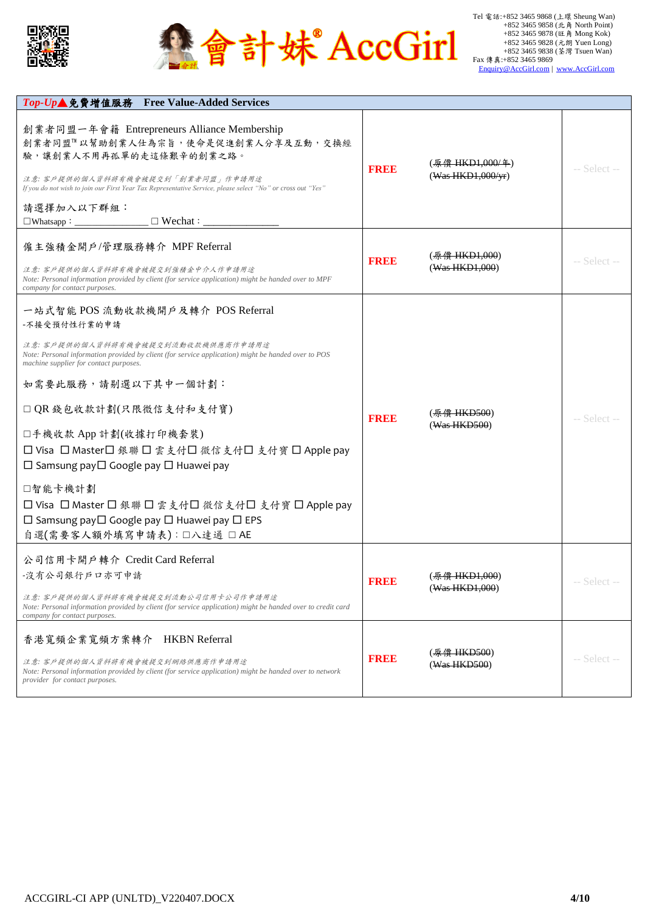會計妹® AccGirl

Tel 電話:+852 3465 9868 (上環 Sheung Wan)
+852 3465 9858 (北角 North Point)
+852 3465 9878 (旺角 Mong Kok)
+852 3465 9828 (元朗 Yuen Long)
+852 3465 9838 (荃灣 Tsuen Wan)
Fax 傳真:+852 3465 9869
Enquiry@AccGirl.com | www.AccGirl.com

| ***Top-Up*▲免費增值服務 Free Value-Added Services** | | | |
|---|---|---|---|
| 創業者同盟一年會籍 Entrepreneurs Alliance Membership<br>創業者同盟™以幫助創業人仕為宗旨，使命是促進創業人分享及互動，交換經驗，讓創業人不用再孤單的走這條艱辛的創業之路。<br>*注意: 客戶提供的個人資料將有機會被提交到「創業者同盟」作申請用途*<br>*If you do not wish to join our First Year Tax Representative Service, please select "No" or cross out "Yes"*<br>請選擇加入以下群組：<br>☐Whatsapp：______________ ☐ Wechat：______________ | **FREE** | (~~原價 HKD1,000/年~~)<br>(~~Was HKD1,000/yr~~) | -- Select -- |
| 僱主強積金開戶/管理服務轉介 MPF Referral<br>*注意: 客戶提供的個人資料將有機會被提交到強積金中介人作申請用途*<br>*Note: Personal information provided by client (for service application) might be handed over to MPF company for contact purposes.* | **FREE** | (~~原價 HKD1,000~~)<br>(~~Was HKD1,000~~) | -- Select -- |
| 一站式智能 POS 流動收款機開戶及轉介 POS Referral<br>-不接受預付性行業的申請<br>*注意: 客戶提供的個人資料將有機會被提交到流動收款機供應商作申請用途*<br>*Note: Personal information provided by client (for service application) might be handed over to POS machine supplier for contact purposes.*<br>如需要此服務，請别選以下其中一個計劃：<br>☐ QR 錢包收款計劃(只限微信支付和支付寶)<br>☐手機收款 App 計劃(收據打印機套裝)<br>☐ Visa ☐ Master☐ 銀聯 ☐ 雲支付☐ 微信支付☐ 支付寶 ☐ Apple pay<br>☐ Samsung pay☐ Google pay ☐ Huawei pay<br>☐智能卡機計劃<br>☐ Visa ☐ Master ☐ 銀聯 ☐ 雲支付☐ 微信支付☐ 支付寶 ☐ Apple pay<br>☐ Samsung pay☐ Google pay ☐ Huawei pay ☐ EPS<br>自選(需要客人額外填寫申請表)：☐八達通 ☐ AE | **FREE** | (~~原價 HKD500~~)<br>(~~Was HKD500~~) | -- Select -- |
| 公司信用卡開戶轉介 Credit Card Referral<br>-沒有公司銀行戶口亦可申請<br>*注意: 客戶提供的個人資料將有機會被提交到流動公司信用卡公司作申請用途*<br>*Note: Personal information provided by client (for service application) might be handed over to credit card company for contact purposes.* | **FREE** | (~~原價 HKD1,000~~)<br>(~~Was HKD1,000~~) | -- Select -- |
| 香港寬頻企業寬頻方案轉介 HKBN Referral<br>*注意: 客戶提供的個人資料將有機會被提交到網絡供應商作申請用途*<br>*Note: Personal information provided by client (for service application) might be handed over to network provider for contact purposes.* | **FREE** | (~~原價 HKD500~~)<br>(~~Was HKD500~~) | -- Select -- |

ACCGIRL-CI APP (UNLTD)_V220407.DOCX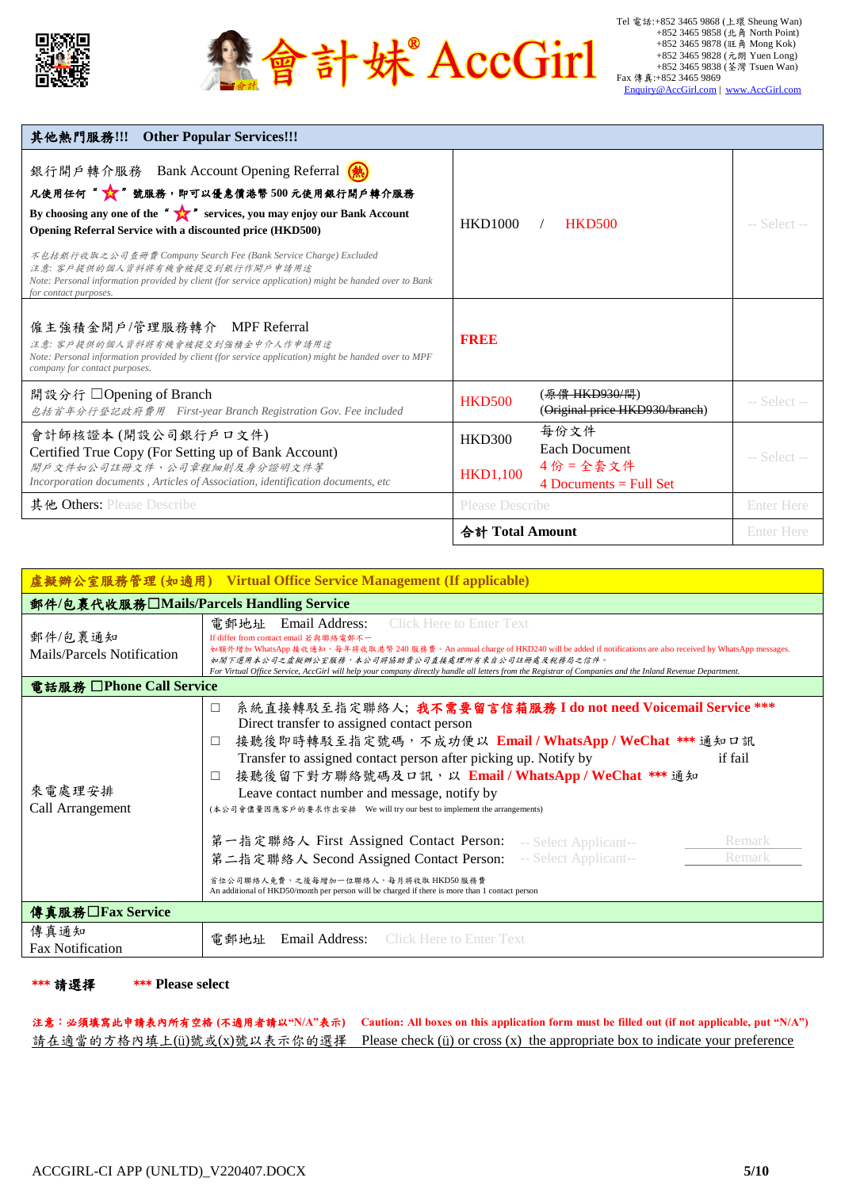Tel 電話:+852 3465 9868 (上環 Sheung Wan)
+852 3465 9858 (北角 North Point)
+852 3465 9878 (旺角 Mong Kok)
+852 3465 9828 (元朗 Yuen Long)
+852 3465 9838 (荃灣 Tsuen Wan)
Fax 傳真:+852 3465 9869
Enquiry@AccGirl.com | www.AccGirl.com

# 會計妹® AccGirl

| 其他熱門服務!!! Other Popular Services!!! | | |
|---|---|---|
| 銀行開戶轉介服務 Bank Account Opening Referral (熱)<br>**凡使用任何"★"號服務，即可以優惠價港幣 500 元使用銀行開戶轉介服務**<br>**By choosing any one of the "★" services, you may enjoy our Bank Account Opening Referral Service with a discounted price (HKD500)**<br>*不包括銀行收取之公司查冊費 Company Search Fee (Bank Service Charge) Excluded*<br>*注意: 客戶提供的個人資料將有機會被提交到銀行作開戶申請用途*<br>*Note: Personal information provided by client (for service application) might be handed over to Bank for contact purposes.* | HKD1000 / HKD500 | -- Select -- |
| 僱主強積金開戶/管理服務轉介 MPF Referral<br>*注意: 客戶提供的個人資料將有機會被提交到強積金中介人作申請用途*<br>*Note: Personal information provided by client (for service application) might be handed over to MPF company for contact purposes.* | **FREE** | |
| 開設分行 ☐Opening of Branch<br>*包括首年分行登記政府費用 First-year Branch Registration Gov. Fee included* | HKD500 (~~原價 HKD930/間~~) (~~Original price HKD930/branch~~) | -- Select -- |
| 會計師核證本 (開設公司銀行戶口文件)<br>Certified True Copy (For Setting up of Bank Account)<br>*開戶文件如公司註冊文件、公司章程細則及身分證明文件等*<br>*Incorporation documents , Articles of Association, identification documents, etc* | HKD300 每份文件 Each Document<br>HKD1,100 4 份 = 全套文件 4 Documents = Full Set | -- Select -- |
| 其他 Others: Please Describe | Please Describe | Enter Here |
| | **合計 Total Amount** | Enter Here |

| **虛擬辦公室服務管理 (如適用) Virtual Office Service Management (If applicable)** | |
|---|---|
| **郵件/包裹代收服務☐Mails/Parcels Handling Service** | |
| 郵件/包裹通知<br>Mails/Parcels Notification | 電郵地址 Email Address: Click Here to Enter Text<br>If differ from contact email 若與聯絡電郵不一<br>如額外增加 WhatsApp 接收通知，每年將收取港幣 240 服務費。An annual charge of HKD240 will be added if notifications are also received by WhatsApp messages.<br>*如閣下選用本公司之虛擬辦公室服務，本公司將協助貴公司直接處理所有來自公司註冊處及稅務局之信件。*<br>*For Virtual Office Service, AccGirl will help your company directly handle all letters from the Registrar of Companies and the Inland Revenue Department.* |
| **電話服務 ☐Phone Call Service** | |
| 來電處理安排<br>Call Arrangement | ☐ 系統直接轉駁至指定聯絡人; **我不需要留言信箱服務 I do not need Voicemail Service \*\*\***<br>Direct transfer to assigned contact person<br>☐ 接聽後即時轉駁至指定號碼，不成功便以 **Email / WhatsApp / WeChat \*\*\*** 通知口訊<br>Transfer to assigned contact person after picking up. Notify by **Email / WhatsApp / WeChat \*\*\*** if fail<br>☐ 接聽後留下對方聯絡號碼及口訊，以 **Email / WhatsApp / WeChat \*\*\*** 通知<br>Leave contact number and message, notify by<br>(本公司會儘量因應客戶的要求作出安排 We will try our best to implement the arrangements)<br><br>第一指定聯絡人 First Assigned Contact Person: -- Select Applicant-- Remark<br>第二指定聯絡人 Second Assigned Contact Person: -- Select Applicant-- Remark<br>首位公司聯絡人免費，之後每增加一位聯絡人，每月將收取 HKD50 服務費<br>An additional of HKD50/month per person will be charged if there is more than 1 contact person |
| **傳真服務☐Fax Service** | |
| 傳真通知<br>Fax Notification | 電郵地址 Email Address: Click Here to Enter Text |

**\*\*\* 請選擇 \*\*\* Please select**

**注意：必須填寫此申請表內所有空格 (不適用者請以"N/A"表示) Caution: All boxes on this application form must be filled out (if not applicable, put "N/A")**

請在適當的方格內填上(ü)號或(x)號以表示你的選擇 Please check (ü) or cross (x) the appropriate box to indicate your preference

ACCGIRL-CI APP (UNLTD)_V220407.DOCX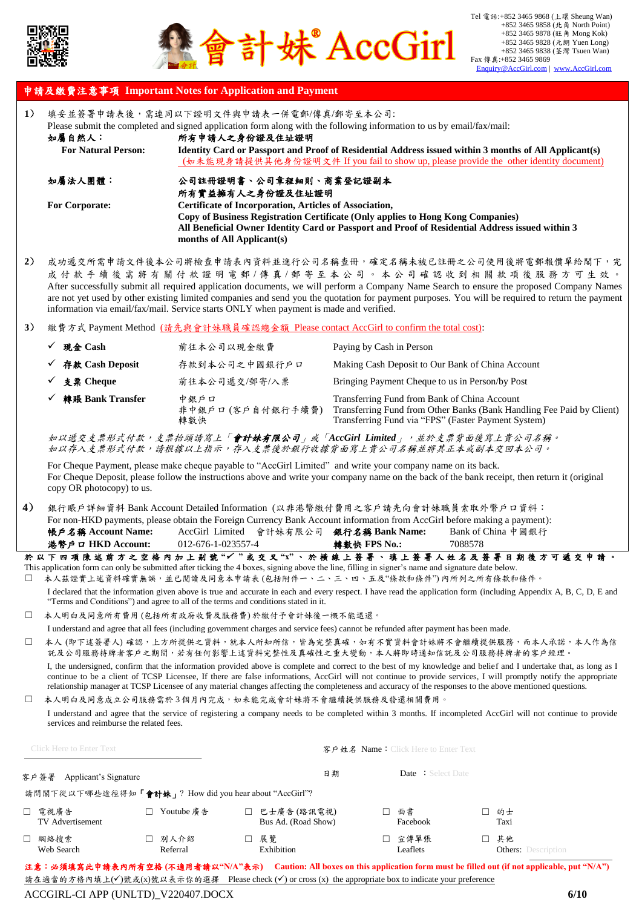Tel 電話:+852 3465 9868 (上環 Sheung Wan)
+852 3465 9858 (北角 North Point)
+852 3465 9878 (旺角 Mong Kok)
+852 3465 9828 (元朗 Yuen Long)
+852 3465 9838 (荃灣 Tsuen Wan)
Fax 傳真:+852 3465 9869
Enquiry@AccGirl.com | www.AccGirl.com

# 會計妹® AccGirl

## 申請及繳費注意事項 Important Notes for Application and Payment

**1)** 填妥並簽署申請表後，需連同以下證明文件與申請表一併電郵/傳真/郵寄至本公司:
Please submit the completed and signed application form along with the following information to us by email/fax/mail:

**如屬自然人：** **所有申請人之身份證及住址證明**
**For Natural Person:** **Identity Card or Passport and Proof of Residential Address issued within 3 months of All Applicant(s)**
(如未能現身請提供其他身份證明文件 If you fail to show up, please provide the other identity document)

**如屬法人團體：** **公司註冊證明書、公司章程細則、商業登記證副本**
**所有實益擁有人之身份證及住址證明**
**For Corporate:** **Certificate of Incorporation, Articles of Association,**
**Copy of Business Registration Certificate (Only applies to Hong Kong Companies)**
**All Beneficial Owner Identity Card or Passport and Proof of Residential Address issued within 3 months of All Applicant(s)**

**2)** 成功遞交所需申請文件後本公司將檢查申請表內資料並進行公司名稱查冊，確定名稱未被已註冊之公司使用後將電郵報價單給閣下，完成付款手續後需將有關付款證明電郵/傳真/郵寄至本公司。本公司確認收到相關款項後服務方可生效。
After successfully submit all required application documents, we will perform a Company Name Search to ensure the proposed Company Names are not yet used by other existing limited companies and send you the quotation for payment purposes. You will be required to return the payment information via email/fax/mail. Service starts ONLY when payment is made and verified.

**3)** 繳費方式 Payment Method (請先與會計妹職員確認總金額 Please contact AccGirl to confirm the total cost):

| | | |
|---|---|---|
| ✓ **現金 Cash** | 前往本公司以現金繳費 | Paying by Cash in Person |
| ✓ **存款 Cash Deposit** | 存款到本公司之中國銀行戶口 | Making Cash Deposit to Our Bank of China Account |
| ✓ **支票 Cheque** | 前往本公司遞交/郵寄/入票 | Bringing Payment Cheque to us in Person/by Post |
| ✓ **轉賬 Bank Transfer** | 中銀戶口<br>非中銀戶口 (客戶自付銀行手續費)<br>轉數快 | Transferring Fund from Bank of China Account<br>Transferring Fund from Other Banks (Bank Handling Fee Paid by Client)<br>Transferring Fund via "FPS" (Faster Payment System) |

*如以遞交支票形式付款，支票抬頭請寫上「**會計妹有限公司**」或「**AccGirl Limited**」，並於支票背面後寫上貴公司名稱。*
*如以存入支票形式付款，請根據以上指示，存入支票後於銀行收據背面寫上貴公司名稱並將其正本或副本交回本公司。*

For Cheque Payment, please make cheque payable to "AccGirl Limited" and write your company name on its back.
For Cheque Deposit, please follow the instructions above and write your company name on the back of the bank receipt, then return it (original copy OR photocopy) to us.

**4)** 銀行賬戶詳細資料 Bank Account Detailed Information (以非港幣繳付費用之客戶請先向會計妹職員索取外幣戶口資料：
For non-HKD payments, please obtain the Foreign Currency Bank Account information from AccGirl before making a payment):

| | | | |
|---|---|---|---|
| **帳戶名稱 Account Name:** | AccGirl Limited 會計妹有限公司 | **銀行名稱 Bank Name:** | Bank of China 中國銀行 |
| **港幣戶口 HKD Account:** | 012-676-1-023557-4 | **轉數快 FPS No.:** | 7088578 |

**於以下四項陳述前方之空格內加上剔號"✓"或交叉"x"、於橫線上簽署、填上簽署人姓名及簽署日期後方可遞交申請。**
This application form can only be submitted after ticking the 4 boxes, signing above the line, filling in signer's name and signature date below.

☐ 本人茲證實上述資料確實無誤，並已閱讀及同意本申請表 (包括附件一、二、三、四、五及"條款和條件") 內所列之所有條款和條件。
I declared that the information given above is true and accurate in each and every respect. I have read the application form (including Appendix A, B, C, D, E and "Terms and Conditions") and agree to all of the terms and conditions stated in it.

☐ 本人明白及同意所有費用 (包括所有政府收費及服務費) 於繳付予會計妹後一概不能退還。
I understand and agree that all fees (including government charges and service fees) cannot be refunded after payment has been made.

☐ 本人 (即下述簽署人) 確認，上方所提供之資料，就本人所知所信，皆為完整真確，如有不實資料會計妹將不會繼續提供服務，而本人承諾，本人作為信託及公司服務持牌者客戶之期間，若有任何影響上述資料完整性及真確性之重大變動，本人將即時通知信託及公司服務持牌者的客戶經理。
I, the undersigned, confirm that the information provided above is complete and correct to the best of my knowledge and belief and I undertake that, as long as I continue to be a client of TCSP Licensee, If there are false informations, AccGirl will not continue to provide services, I will promptly notify the appropriate relationship manager at TCSP Licensee of any material changes affecting the completeness and accuracy of the responses to the above mentioned questions.

☐ 本人明白及同意成立公司服務需於3個月內完成，如未能完成會計妹不會繼續提供服務及發還相關費用。
I understand and agree that the service of registering a company needs to be completed within 3 months. If incompleted AccGirl will not continue to provide services and reimburse the related fees.

Click Here to Enter Text　　　　客戶姓名 Name：Click Here to Enter Text

客戶簽署 Applicant's Signature　　　　日期 Date ：Select Date

請問閣下從以下哪些途徑得知「**會計妹**」? How did you hear about "AccGirl"?

| | | | | |
|---|---|---|---|---|
| ☐ 電視廣告<br>TV Advertisement | ☐ Youtube 廣告 | ☐ 巴士廣告 (路訊電視)<br>Bus Ad. (Road Show) | ☐ 面書<br>Facebook | ☐ 的士<br>Taxi |
| ☐ 網絡搜索<br>Web Search | ☐ 別人介紹<br>Referral | ☐ 展覽<br>Exhibition | ☐ 宣傳單張<br>Leaflets | ☐ 其他<br>Others: Description |

**注意：必須填寫此申請表內所有空格 (不適用者請以"N/A"表示)　Caution: All boxes on this application form must be filled out (if not applicable, put "N/A")**
請在適當的方格內填上(✓)號或(x)號以表示你的選擇　Please check (✓) or cross (x) the appropriate box to indicate your preference

ACCGIRL-CI APP (UNLTD)_V220407.DOCX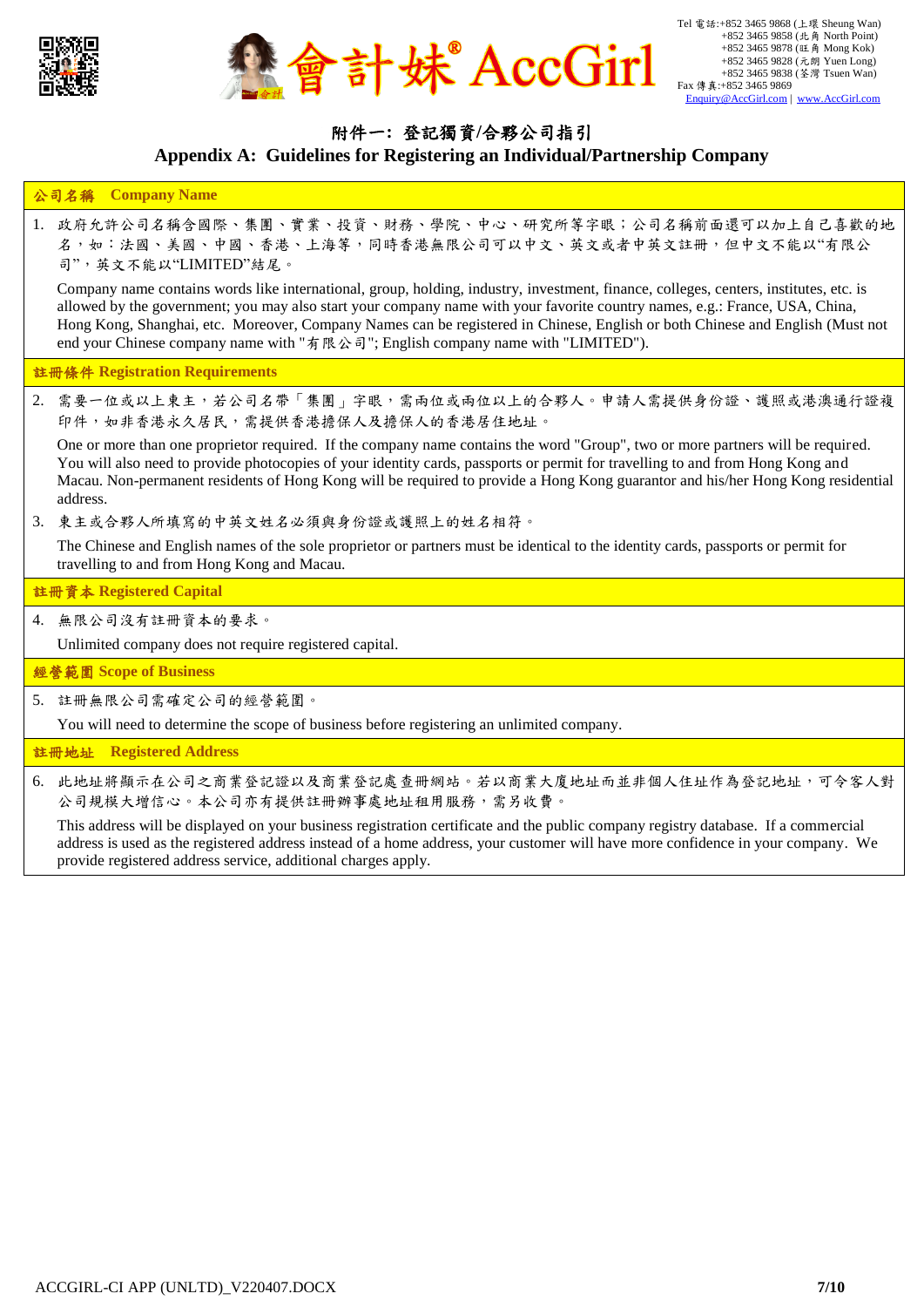# 附件一：登記獨資/合夥公司指引

## Appendix A: Guidelines for Registering an Individual/Partnership Company

### 公司名稱 Company Name

1. 政府允許公司名稱含國際、集團、實業、投資、財務、學院、中心、研究所等字眼；公司名稱前面還可以加上自己喜歡的地名，如：法國、美國、中國、香港、上海等，同時香港無限公司可以中文、英文或者中英文註冊，但中文不能以"有限公司"，英文不能以"LIMITED"結尾。

   Company name contains words like international, group, holding, industry, investment, finance, colleges, centers, institutes, etc. is allowed by the government; you may also start your company name with your favorite country names, e.g.: France, USA, China, Hong Kong, Shanghai, etc. Moreover, Company Names can be registered in Chinese, English or both Chinese and English (Must not end your Chinese company name with "有限公司"; English company name with "LIMITED").

### 註冊條件 Registration Requirements

2. 需要一位或以上東主，若公司名帶「集團」字眼，需兩位或兩位以上的合夥人。申請人需提供身份證、護照或港澳通行證複印件，如非香港永久居民，需提供香港擔保人及擔保人的香港居住地址。

   One or more than one proprietor required. If the company name contains the word "Group", two or more partners will be required. You will also need to provide photocopies of your identity cards, passports or permit for travelling to and from Hong Kong and Macau. Non-permanent residents of Hong Kong will be required to provide a Hong Kong guarantor and his/her Hong Kong residential address.

3. 東主或合夥人所填寫的中英文姓名必須與身份證或護照上的姓名相符。

   The Chinese and English names of the sole proprietor or partners must be identical to the identity cards, passports or permit for travelling to and from Hong Kong and Macau.

### 註冊資本 Registered Capital

4. 無限公司沒有註冊資本的要求。

   Unlimited company does not require registered capital.

### 經營範圍 Scope of Business

5. 註冊無限公司需確定公司的經營範圍。

   You will need to determine the scope of business before registering an unlimited company.

### 註冊地址 Registered Address

6. 此地址將顯示在公司之商業登記證以及商業登記處查冊網站。若以商業大廈地址而並非個人住址作為登記地址，可令客人對公司規模大增信心。本公司亦有提供註冊辦事處地址租用服務，需另收費。

   This address will be displayed on your business registration certificate and the public company registry database. If a commercial address is used as the registered address instead of a home address, your customer will have more confidence in your company. We provide registered address service, additional charges apply.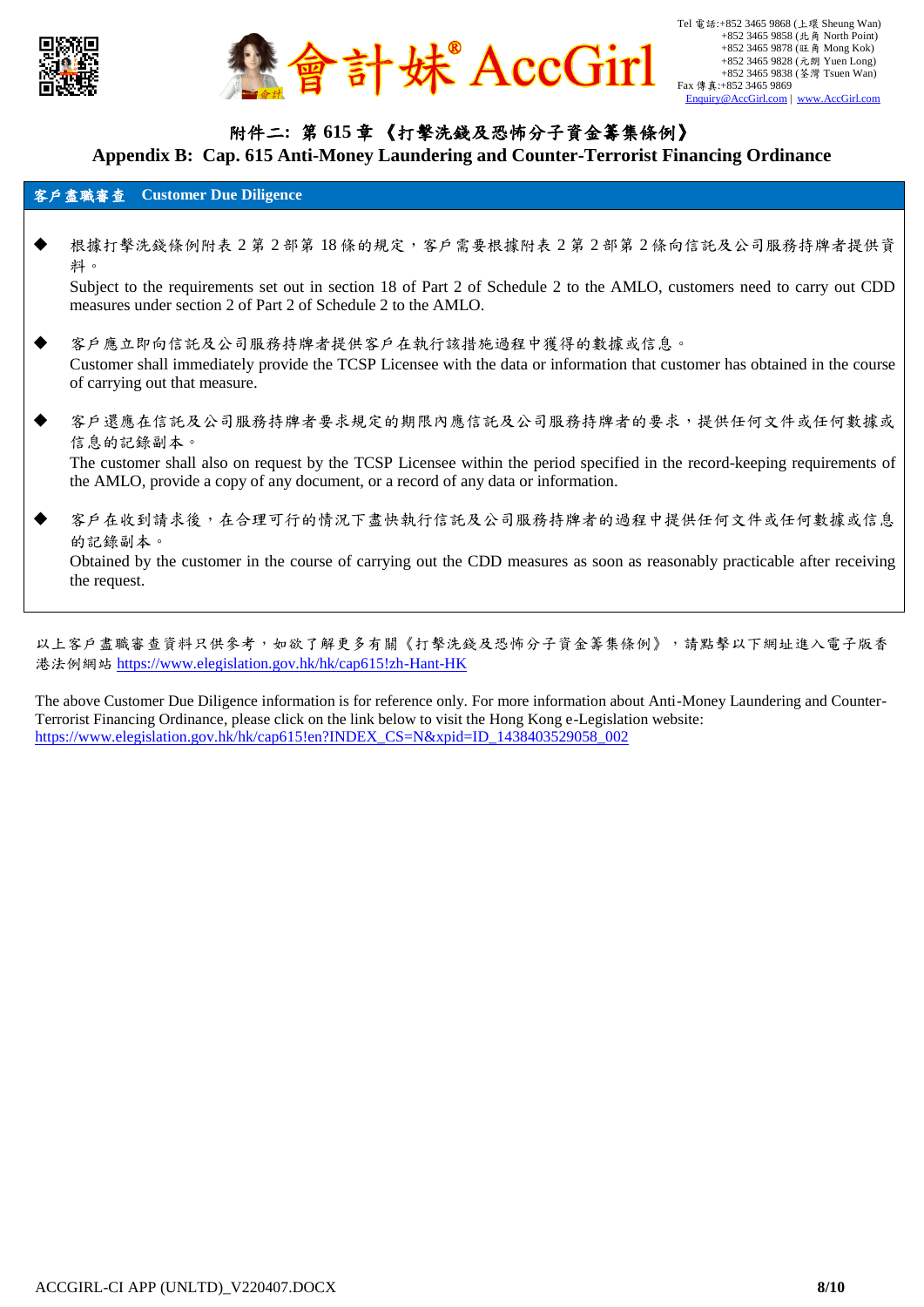# 附件二: 第 615 章《打擊洗錢及恐怖分子資金籌集條例》

# Appendix B: Cap. 615 Anti-Money Laundering and Counter-Terrorist Financing Ordinance

## 客戶盡職審查 Customer Due Diligence

- 根據打擊洗錢條例附表 2 第 2 部第 18 條的規定，客戶需要根據附表 2 第 2 部第 2 條向信託及公司服務持牌者提供資料。
  Subject to the requirements set out in section 18 of Part 2 of Schedule 2 to the AMLO, customers need to carry out CDD measures under section 2 of Part 2 of Schedule 2 to the AMLO.

- 客戶應立即向信託及公司服務持牌者提供客戶在執行該措施過程中獲得的數據或信息。
  Customer shall immediately provide the TCSP Licensee with the data or information that customer has obtained in the course of carrying out that measure.

- 客戶還應在信託及公司服務持牌者要求規定的期限內應信託及公司服務持牌者的要求，提供任何文件或任何數據或信息的記錄副本。
  The customer shall also on request by the TCSP Licensee within the period specified in the record-keeping requirements of the AMLO, provide a copy of any document, or a record of any data or information.

- 客戶在收到請求後，在合理可行的情況下盡快執行信託及公司服務持牌者的過程中提供任何文件或任何數據或信息的記錄副本。
  Obtained by the customer in the course of carrying out the CDD measures as soon as reasonably practicable after receiving the request.

以上客戶盡職審查資料只供參考，如欲了解更多有關《打擊洗錢及恐怖分子資金籌集條例》，請點擊以下網址進入電子版香港法例網站 https://www.elegislation.gov.hk/hk/cap615!zh-Hant-HK

The above Customer Due Diligence information is for reference only. For more information about Anti-Money Laundering and Counter-Terrorist Financing Ordinance, please click on the link below to visit the Hong Kong e-Legislation website: https://www.elegislation.gov.hk/hk/cap615!en?INDEX_CS=N&xpid=ID_1438403529058_002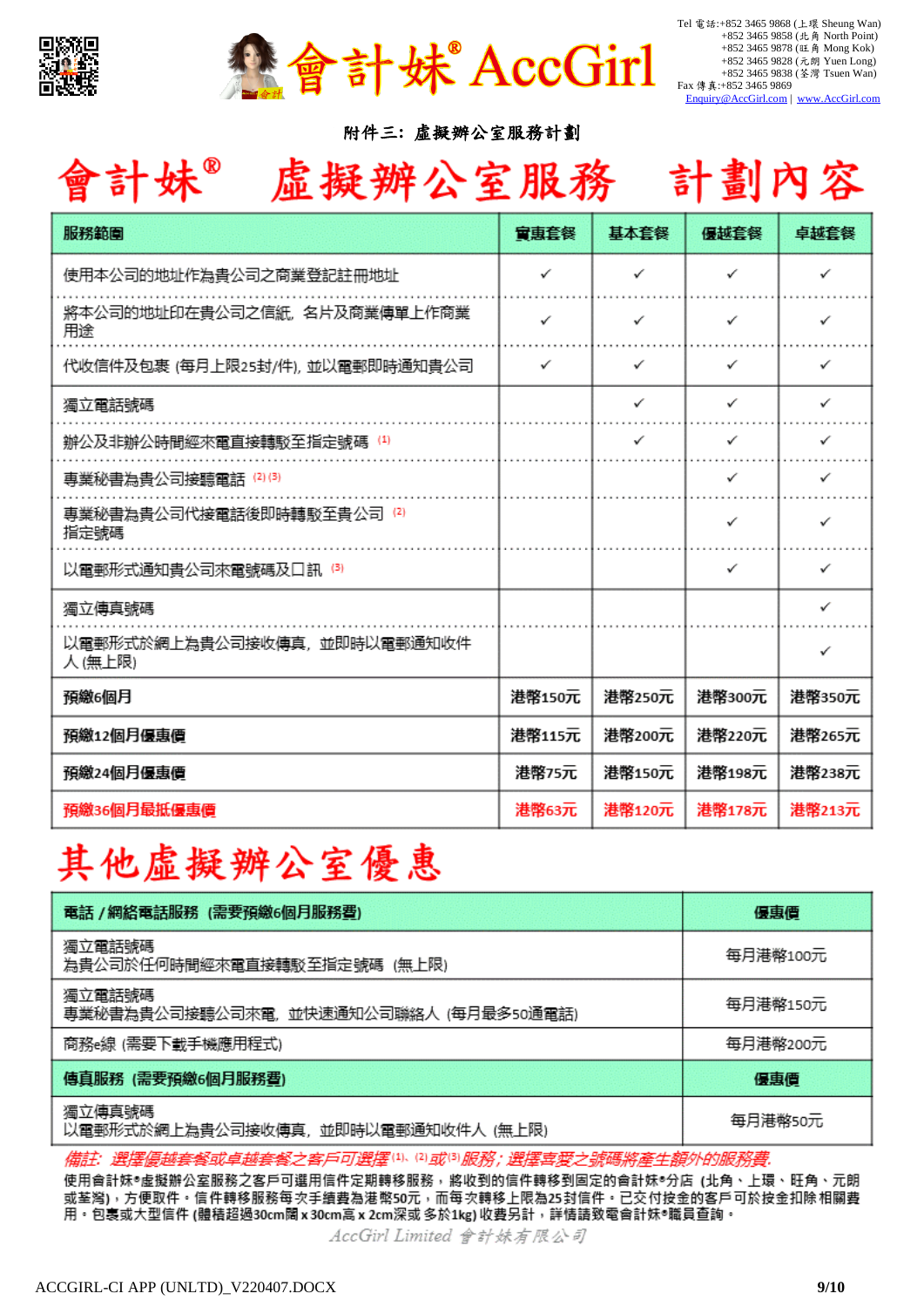會計妹® AccGirl

Tel 電話:+852 3465 9868 (上環 Sheung Wan)
+852 3465 9858 (北角 North Point)
+852 3465 9878 (旺角 Mong Kok)
+852 3465 9828 (元朗 Yuen Long)
+852 3465 9838 (荃灣 Tsuen Wan)
Fax 傳真:+852 3465 9869
Enquiry@AccGirl.com | www.AccGirl.com

### 附件三：虛擬辦公室服務計劃

# 會計妹® 虛擬辦公室服務 計劃內容

| 服務範圍 | 實惠套餐 | 基本套餐 | 優越套餐 | 卓越套餐 |
|---|---|---|---|---|
| 使用本公司的地址作為貴公司之商業登記註冊地址 | ✓ | ✓ | ✓ | ✓ |
| 將本公司的地址印在貴公司之信紙, 名片及商業傳單上作商業用途 | ✓ | ✓ | ✓ | ✓ |
| 代收信件及包裹 (每月上限25封/件), 並以電郵即時通知貴公司 | ✓ | ✓ | ✓ | ✓ |
| 獨立電話號碼 | | ✓ | ✓ | ✓ |
| 辦公及非辦公時間經來電直接轉駁至指定號碼 (1) | | ✓ | ✓ | ✓ |
| 專業秘書為貴公司接聽電話 (2) (3) | | | ✓ | ✓ |
| 專業秘書為貴公司代接電話後即時轉駁至貴公司指定號碼 (2) | | | ✓ | ✓ |
| 以電郵形式通知貴公司來電號碼及口訊 (3) | | | ✓ | ✓ |
| 獨立傳真號碼 | | | | ✓ |
| 以電郵形式於網上為貴公司接收傳真, 並即時以電郵通知收件人 (無上限) | | | | ✓ |
| **預繳6個月** | **港幣150元** | **港幣250元** | **港幣300元** | **港幣350元** |
| **預繳12個月優惠價** | **港幣115元** | **港幣200元** | **港幣220元** | **港幣265元** |
| **預繳24個月優惠價** | **港幣75元** | **港幣150元** | **港幣198元** | **港幣238元** |
| **預繳36個月最抵優惠價** | **港幣63元** | **港幣120元** | **港幣178元** | **港幣213元** |

# 其他虛擬辦公室優惠

| 電話 / 網絡電話服務 (需要預繳6個月服務費) | 優惠價 |
|---|---|
| 獨立電話號碼<br>為貴公司於任何時間經來電直接轉駁至指定號碼 (無上限) | 每月港幣100元 |
| 獨立電話號碼<br>專業秘書為貴公司接聽公司來電, 並快速通知公司聯絡人 (每月最多50通電話) | 每月港幣150元 |
| 商務e線 (需要下載手機應用程式) | 每月港幣200元 |
| **傳真服務 (需要預繳6個月服務費)** | **優惠價** |
| 獨立傳真號碼<br>以電郵形式於網上為貴公司接收傳真, 並即時以電郵通知收件人 (無上限) | 每月港幣50元 |

*備註: 選擇優越套餐或卓越套餐之客戶可選擇(1)、(2)或(3)服務; 選擇喜愛之號碼將產生額外的服務費.*

使用會計妹®虛擬辦公室服務之客戶可選用信件定期轉移服務，將收到的信件轉移到固定的會計妹®分店 (北角、上環、旺角、元朗或荃灣)，方便取件。信件轉移服務每次手續費為港幣50元，而每次轉移上限為25封信件。已交付按金的客戶可於按金扣除相關費用。包裹或大型信件 (體積超過30cm闊 x 30cm高 x 2cm深或 多於1kg) 收費另計，詳情請致電會計妹®職員查詢。

AccGirl Limited 會計妹有限公司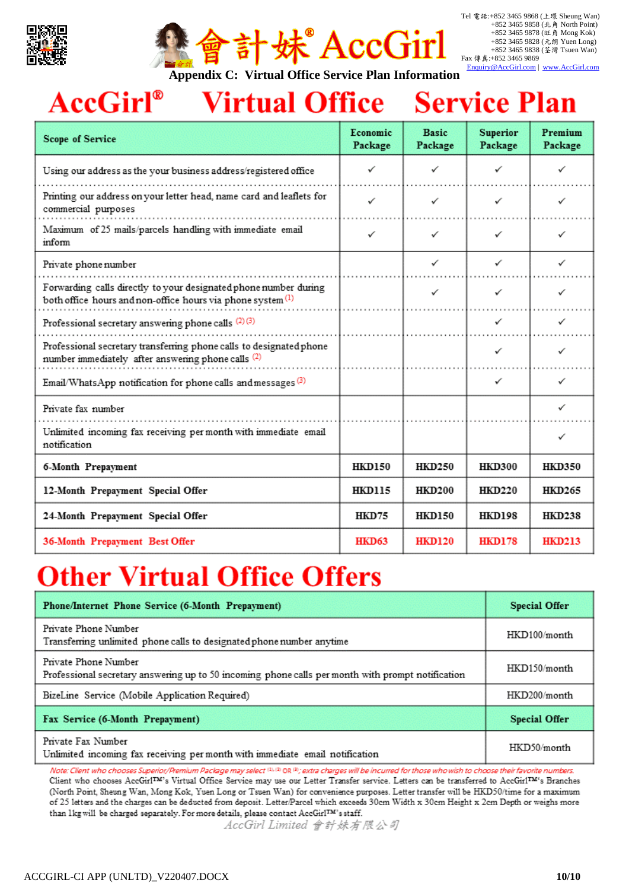Tel 電話:+852 3465 9868 (上環 Sheung Wan)
+852 3465 9858 (北角 North Point)
+852 3465 9878 (旺角 Mong Kok)
+852 3465 9828 (元朗 Yuen Long)
+852 3465 9838 (荃灣 Tsuen Wan)
Fax 傳真:+852 3465 9869
Enquiry@AccGirl.com | www.AccGirl.com

# 會計妹® AccGirl

## Appendix C: Virtual Office Service Plan Information

# AccGirl® Virtual Office Service Plan

| Scope of Service | Economic Package | Basic Package | Superior Package | Premium Package |
|---|---|---|---|---|
| Using our address as the your business address/registered office | ✓ | ✓ | ✓ | ✓ |
| Printing our address on your letter head, name card and leaflets for commercial purposes | ✓ | ✓ | ✓ | ✓ |
| Maximum of 25 mails/parcels handling with immediate email inform | ✓ | ✓ | ✓ | ✓ |
| Private phone number | | ✓ | ✓ | ✓ |
| Forwarding calls directly to your designated phone number during both office hours and non-office hours via phone system (1) | | ✓ | ✓ | ✓ |
| Professional secretary answering phone calls (2) (3) | | | ✓ | ✓ |
| Professional secretary transferring phone calls to designated phone number immediately after answering phone calls (2) | | | ✓ | ✓ |
| Email/WhatsApp notification for phone calls and messages (3) | | | ✓ | ✓ |
| Private fax number | | | | ✓ |
| Unlimited incoming fax receiving per month with immediate email notification | | | | ✓ |
| **6-Month Prepayment** | **HKD150** | **HKD250** | **HKD300** | **HKD350** |
| **12-Month Prepayment Special Offer** | **HKD115** | **HKD200** | **HKD220** | **HKD265** |
| **24-Month Prepayment Special Offer** | **HKD75** | **HKD150** | **HKD198** | **HKD238** |
| **36-Month Prepayment Best Offer** | **HKD63** | **HKD120** | **HKD178** | **HKD213** |

# Other Virtual Office Offers

| Phone/Internet Phone Service (6-Month Prepayment) | Special Offer |
|---|---|
| Private Phone Number<br>Transferring unlimited phone calls to designated phone number anytime | HKD100/month |
| Private Phone Number<br>Professional secretary answering up to 50 incoming phone calls per month with prompt notification | HKD150/month |
| BizeLine Service (Mobile Application Required) | HKD200/month |
| **Fax Service (6-Month Prepayment)** | **Special Offer** |
| Private Fax Number<br>Unlimited incoming fax receiving per month with immediate email notification | HKD50/month |

*Note: Client who chooses Superior/Premium Package may select (1), (2) OR (3); extra charges will be incurred for those who wish to choose their favorite numbers.*

Client who chooses AccGirl™'s Virtual Office Service may use our Letter Transfer service. Letters can be transferred to AccGirl™'s Branches (North Point, Sheung Wan, Mong Kok, Yuen Long or Tsuen Wan) for convenience purposes. Letter transfer will be HKD50/time for a maximum of 25 letters and the charges can be deducted from deposit. Letter/Parcel which exceeds 30cm Width x 30cm Height x 2cm Depth or weighs more than 1kg will be charged separately. For more details, please contact AccGirl™'s staff.

AccGirl Limited 會計妹有限公司

ACCGIRL-CI APP (UNLTD)_V220407.DOCX